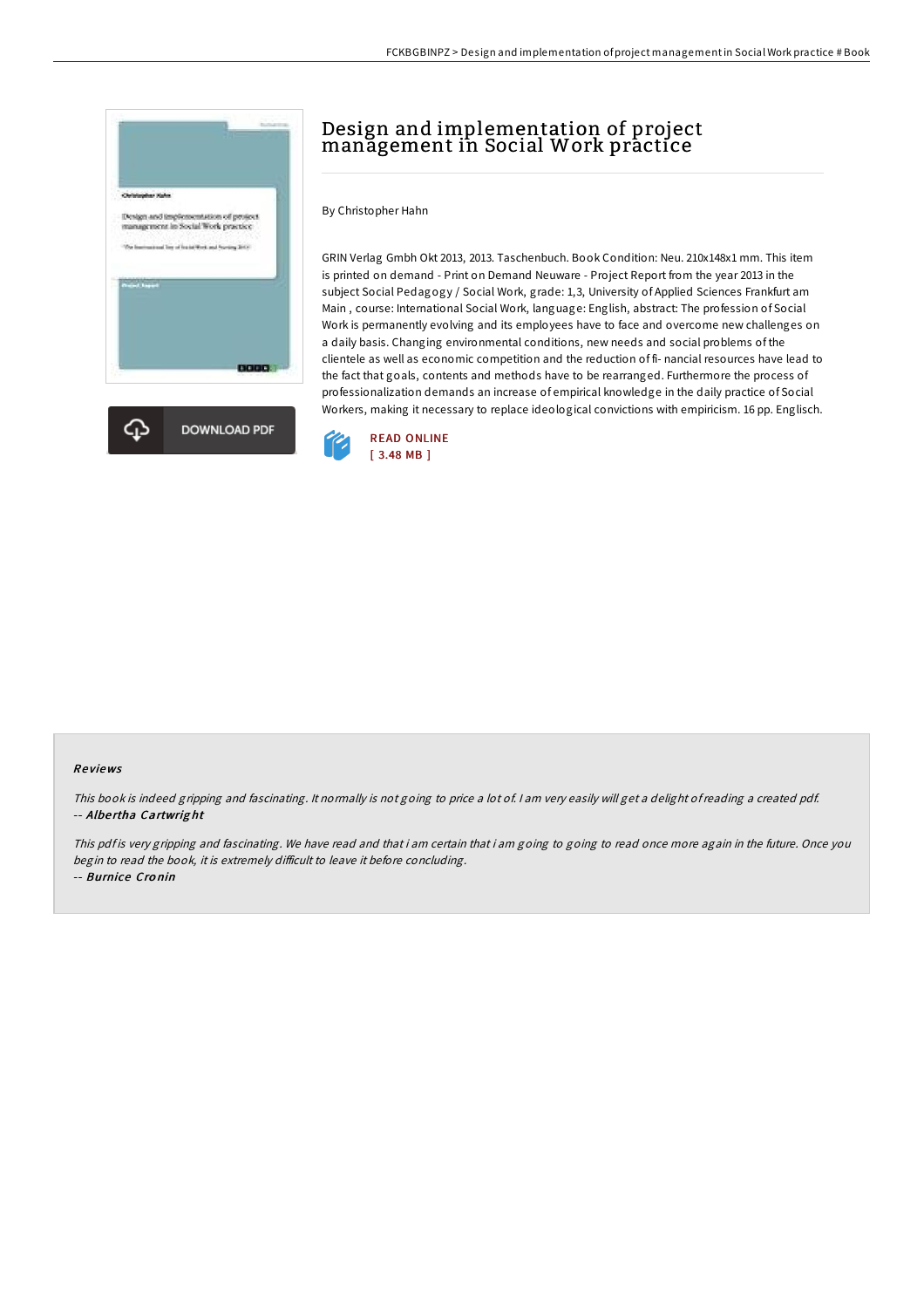# Design and implementation of project management in Social Work practice

By Christopher Hahn

GRIN Verlag Gmbh Okt 2013, 2013. Taschenbuch. Book Condition: Neu. 210x148x1 mm. This item is printed on demand - Print on Demand Neuware - Project Report from the year 2013 in the subject Social Pedagogy / Social Work, grade: 1,3, University of Applied Sciences Frankfurt am Main , course: International Social Work, language: English, abstract: The profession of Social Work is permanently evolving and its employees have to face and overcome new challenges on a daily basis. Changing environmental conditions, new needs and social problems of the clientele as well as economic competition and the reduction of fi- nancial resources have lead to the fact that goals, contents and methods have to be rearranged. Furthermore the process of professionalization demands an increase of empirical knowledge in the daily practice of Social Workers, making it necessary to replace ideological convictions with empiricism. 16 pp. Englisch.

DOWNLOAD PDF

READ ONLINE
[ 3.48 MB ]

### Reviews

*This book is indeed gripping and fascinating. It normally is not going to price a lot of. I am very easily will get a delight of reading a created pdf.*
*-- **Albertha Cartwright***

*This pdf is very gripping and fascinating. We have read and that i am certain that i am going to going to read once more again in the future. Once you begin to read the book, it is extremely difficult to leave it before concluding.*
*-- **Burnice Cronin***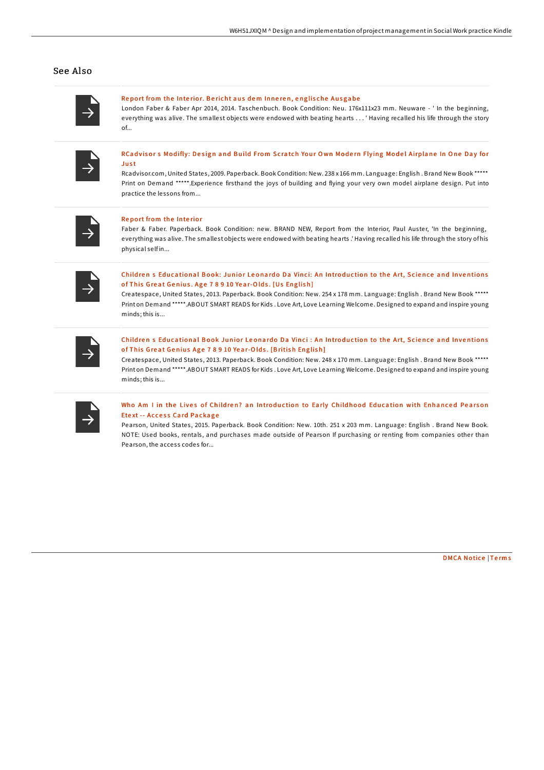## See Also

**Report from the Interior. Bericht aus dem Inneren, englische Ausgabe**

London Faber & Faber Apr 2014, 2014. Taschenbuch. Book Condition: Neu. 176x111x23 mm. Neuware - ' In the beginning, everything was alive. The smallest objects were endowed with beating hearts . . . ' Having recalled his life through the story of...

**RCadvisor s Modifly: Design and Build From Scratch Your Own Modern Flying Model Airplane In One Day for Just**

Rcadvisor.com, United States, 2009. Paperback. Book Condition: New. 238 x 166 mm. Language: English . Brand New Book ***** Print on Demand *****.Experience firsthand the joys of building and flying your very own model airplane design. Put into practice the lessons from...

**Report from the Interior**

Faber & Faber. Paperback. Book Condition: new. BRAND NEW, Report from the Interior, Paul Auster, 'In the beginning, everything was alive. The smallest objects were endowed with beating hearts .' Having recalled his life through the story of his physical self in...

**Children s Educational Book: Junior Leonardo Da Vinci: An Introduction to the Art, Science and Inventions of This Great Genius. Age 7 8 9 10 Year-Olds. [Us English]**

Createspace, United States, 2013. Paperback. Book Condition: New. 254 x 178 mm. Language: English . Brand New Book ***** Print on Demand *****.ABOUT SMART READS for Kids . Love Art, Love Learning Welcome. Designed to expand and inspire young minds; this is...

**Children s Educational Book Junior Leonardo Da Vinci : An Introduction to the Art, Science and Inventions of This Great Genius Age 7 8 9 10 Year-Olds. [British English]**

Createspace, United States, 2013. Paperback. Book Condition: New. 248 x 170 mm. Language: English . Brand New Book ***** Print on Demand *****.ABOUT SMART READS for Kids . Love Art, Love Learning Welcome. Designed to expand and inspire young minds; this is...

**Who Am I in the Lives of Children? an Introduction to Early Childhood Education with Enhanced Pearson Etext -- Access Card Package**

Pearson, United States, 2015. Paperback. Book Condition: New. 10th. 251 x 203 mm. Language: English . Brand New Book. NOTE: Used books, rentals, and purchases made outside of Pearson If purchasing or renting from companies other than Pearson, the access codes for...

DMCA Notice | Terms